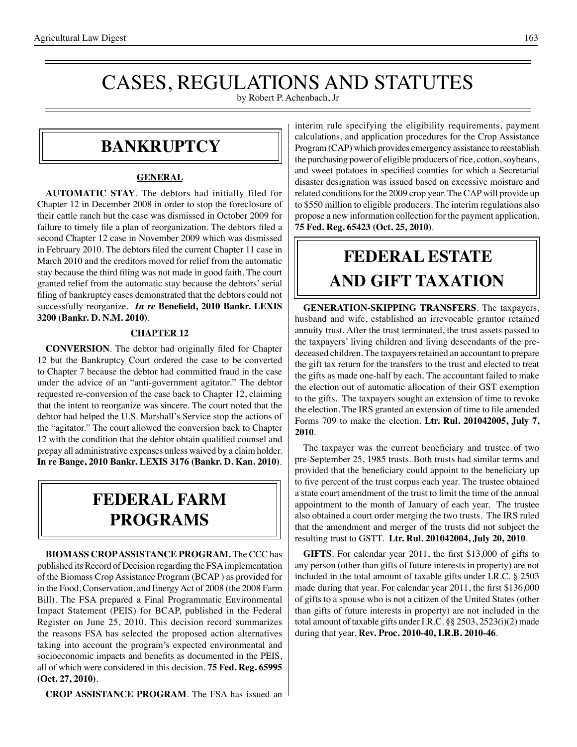# CASES, REGULATIONS AND STATUTES

by Robert P. Achenbach, Jr

## BANKRUPTCY

### GENERAL

**AUTOMATIC STAY**. The debtors had initially filed for Chapter 12 in December 2008 in order to stop the foreclosure of their cattle ranch but the case was dismissed in October 2009 for failure to timely file a plan of reorganization. The debtors filed a second Chapter 12 case in November 2009 which was dismissed in February 2010. The debtors filed the current Chapter 11 case in March 2010 and the creditors moved for relief from the automatic stay because the third filing was not made in good faith. The court granted relief from the automatic stay because the debtors' serial filing of bankruptcy cases demonstrated that the debtors could not successfully reorganize. ***In re* Benefield, 2010 Bankr. LEXIS 3200 (Bankr. D. N.M. 2010)**.

### CHAPTER 12

**CONVERSION**. The debtor had originally filed for Chapter 12 but the Bankruptcy Court ordered the case to be converted to Chapter 7 because the debtor had committed fraud in the case under the advice of an "anti-government agitator." The debtor requested re-conversion of the case back to Chapter 12, claiming that the intent to reorganize was sincere. The court noted that the debtor had helped the U.S. Marshall's Service stop the actions of the "agitator." The court allowed the conversion back to Chapter 12 with the condition that the debtor obtain qualified counsel and prepay all administrative expenses unless waived by a claim holder. **In re Bange, 2010 Bankr. LEXIS 3176 (Bankr. D. Kan. 2010)**.

## FEDERAL FARM PROGRAMS

**BIOMASS CROP ASSISTANCE PROGRAM.** The CCC has published its Record of Decision regarding the FSA implementation of the Biomass Crop Assistance Program (BCAP ) as provided for in the Food, Conservation, and Energy Act of 2008 (the 2008 Farm Bill). The FSA prepared a Final Programmatic Environmental Impact Statement (PEIS) for BCAP, published in the Federal Register on June 25, 2010. This decision record summarizes the reasons FSA has selected the proposed action alternatives taking into account the program's expected environmental and socioeconomic impacts and benefits as documented in the PEIS, all of which were considered in this decision. **75 Fed. Reg. 65995 (Oct. 27, 2010)**.

**CROP ASSISTANCE PROGRAM**. The FSA has issued an interim rule specifying the eligibility requirements, payment calculations, and application procedures for the Crop Assistance Program (CAP) which provides emergency assistance to reestablish the purchasing power of eligible producers of rice, cotton, soybeans, and sweet potatoes in specified counties for which a Secretarial disaster designation was issued based on excessive moisture and related conditions for the 2009 crop year. The CAP will provide up to $550 million to eligible producers. The interim regulations also propose a new information collection for the payment application. **75 Fed. Reg. 65423 (Oct. 25, 2010)**.

## FEDERAL ESTATE AND GIFT TAXATION

**GENERATION-SKIPPING TRANSFERS**. The taxpayers, husband and wife, established an irrevocable grantor retained annuity trust. After the trust terminated, the trust assets passed to the taxpayers' living children and living descendants of the pre-deceased children. The taxpayers retained an accountant to prepare the gift tax return for the transfers to the trust and elected to treat the gifts as made one-half by each. The accountant failed to make the election out of automatic allocation of their GST exemption to the gifts. The taxpayers sought an extension of time to revoke the election. The IRS granted an extension of time to file amended Forms 709 to make the election. **Ltr. Rul. 201042005, July 7, 2010**.

The taxpayer was the current beneficiary and trustee of two pre-September 25, 1985 trusts. Both trusts had similar terms and provided that the beneficiary could appoint to the beneficiary up to five percent of the trust corpus each year. The trustee obtained a state court amendment of the trust to limit the time of the annual appointment to the month of January of each year. The trustee also obtained a court order merging the two trusts. The IRS ruled that the amendment and merger of the trusts did not subject the resulting trust to GSTT. **Ltr. Rul. 201042004, July 20, 2010**.

**GIFTS**. For calendar year 2011, the first $13,000 of gifts to any person (other than gifts of future interests in property) are not included in the total amount of taxable gifts under I.R.C. § 2503 made during that year. For calendar year 2011, the first $136,000 of gifts to a spouse who is not a citizen of the United States (other than gifts of future interests in property) are not included in the total amount of taxable gifts under I.R.C. §§ 2503, 2523(i)(2) made during that year. **Rev. Proc. 2010-40, I.R.B. 2010-46**.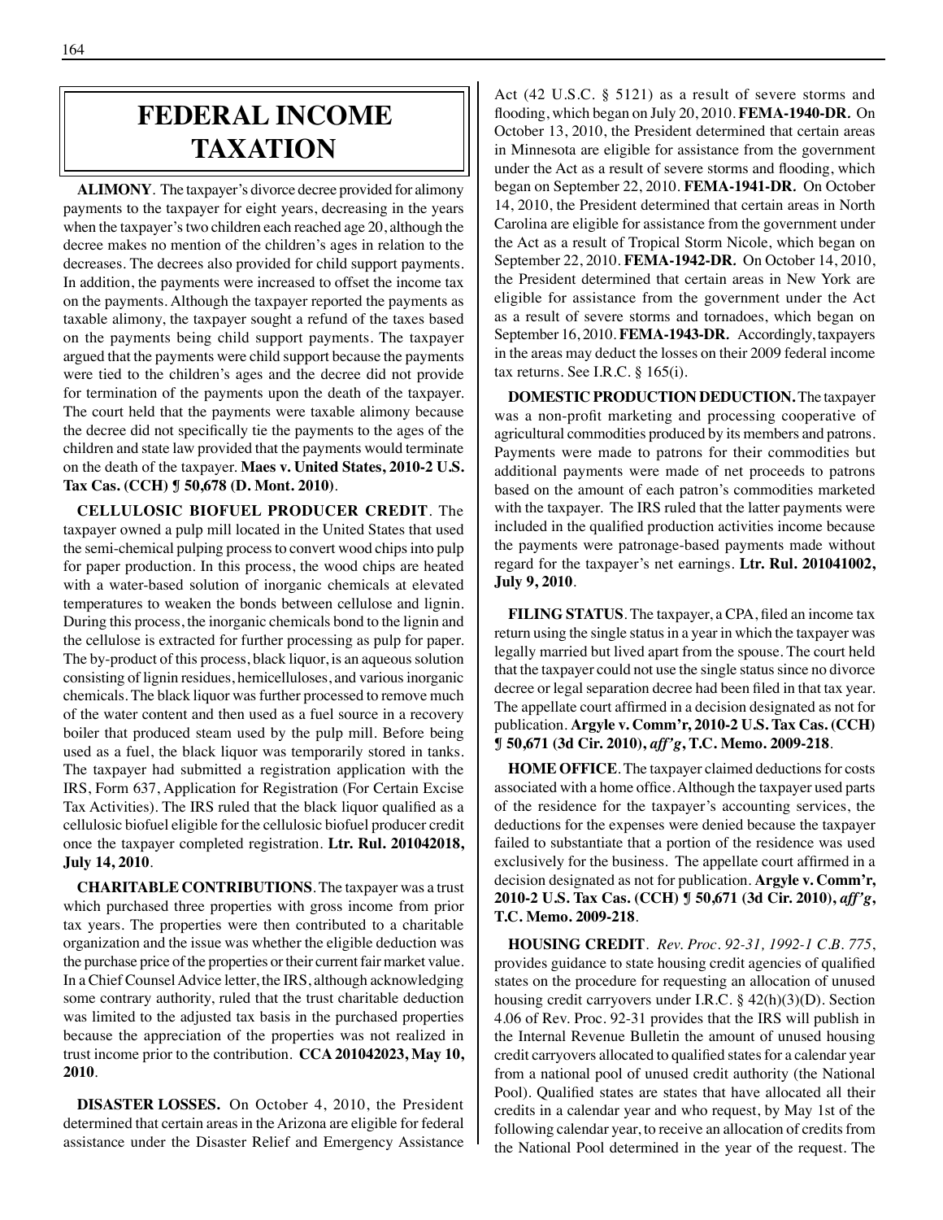# FEDERAL INCOME TAXATION

**ALIMONY**. The taxpayer's divorce decree provided for alimony payments to the taxpayer for eight years, decreasing in the years when the taxpayer's two children each reached age 20, although the decree makes no mention of the children's ages in relation to the decreases. The decrees also provided for child support payments. In addition, the payments were increased to offset the income tax on the payments. Although the taxpayer reported the payments as taxable alimony, the taxpayer sought a refund of the taxes based on the payments being child support payments. The taxpayer argued that the payments were child support because the payments were tied to the children's ages and the decree did not provide for termination of the payments upon the death of the taxpayer. The court held that the payments were taxable alimony because the decree did not specifically tie the payments to the ages of the children and state law provided that the payments would terminate on the death of the taxpayer. **Maes v. United States, 2010-2 U.S. Tax Cas. (CCH) ¶ 50,678 (D. Mont. 2010)**.

**CELLULOSIC BIOFUEL PRODUCER CREDIT**. The taxpayer owned a pulp mill located in the United States that used the semi-chemical pulping process to convert wood chips into pulp for paper production. In this process, the wood chips are heated with a water-based solution of inorganic chemicals at elevated temperatures to weaken the bonds between cellulose and lignin. During this process, the inorganic chemicals bond to the lignin and the cellulose is extracted for further processing as pulp for paper. The by-product of this process, black liquor, is an aqueous solution consisting of lignin residues, hemicelluloses, and various inorganic chemicals. The black liquor was further processed to remove much of the water content and then used as a fuel source in a recovery boiler that produced steam used by the pulp mill. Before being used as a fuel, the black liquor was temporarily stored in tanks. The taxpayer had submitted a registration application with the IRS, Form 637, Application for Registration (For Certain Excise Tax Activities). The IRS ruled that the black liquor qualified as a cellulosic biofuel eligible for the cellulosic biofuel producer credit once the taxpayer completed registration. **Ltr. Rul. 201042018, July 14, 2010**.

**CHARITABLE CONTRIBUTIONS**. The taxpayer was a trust which purchased three properties with gross income from prior tax years. The properties were then contributed to a charitable organization and the issue was whether the eligible deduction was the purchase price of the properties or their current fair market value. In a Chief Counsel Advice letter, the IRS, although acknowledging some contrary authority, ruled that the trust charitable deduction was limited to the adjusted tax basis in the purchased properties because the appreciation of the properties was not realized in trust income prior to the contribution. **CCA 201042023, May 10, 2010**.

**DISASTER LOSSES.** On October 4, 2010, the President determined that certain areas in the Arizona are eligible for federal assistance under the Disaster Relief and Emergency Assistance Act (42 U.S.C. § 5121) as a result of severe storms and flooding, which began on July 20, 2010. **FEMA-1940-DR.** On October 13, 2010, the President determined that certain areas in Minnesota are eligible for assistance from the government under the Act as a result of severe storms and flooding, which began on September 22, 2010. **FEMA-1941-DR.** On October 14, 2010, the President determined that certain areas in North Carolina are eligible for assistance from the government under the Act as a result of Tropical Storm Nicole, which began on September 22, 2010. **FEMA-1942-DR.** On October 14, 2010, the President determined that certain areas in New York are eligible for assistance from the government under the Act as a result of severe storms and tornadoes, which began on September 16, 2010. **FEMA-1943-DR.** Accordingly, taxpayers in the areas may deduct the losses on their 2009 federal income tax returns. See I.R.C. § 165(i).

**DOMESTIC PRODUCTION DEDUCTION.** The taxpayer was a non-profit marketing and processing cooperative of agricultural commodities produced by its members and patrons. Payments were made to patrons for their commodities but additional payments were made of net proceeds to patrons based on the amount of each patron's commodities marketed with the taxpayer. The IRS ruled that the latter payments were included in the qualified production activities income because the payments were patronage-based payments made without regard for the taxpayer's net earnings. **Ltr. Rul. 201041002, July 9, 2010**.

**FILING STATUS**. The taxpayer, a CPA, filed an income tax return using the single status in a year in which the taxpayer was legally married but lived apart from the spouse. The court held that the taxpayer could not use the single status since no divorce decree or legal separation decree had been filed in that tax year. The appellate court affirmed in a decision designated as not for publication. **Argyle v. Comm'r, 2010-2 U.S. Tax Cas. (CCH) ¶ 50,671 (3d Cir. 2010),** ***aff'g*****, T.C. Memo. 2009-218**.

**HOME OFFICE**. The taxpayer claimed deductions for costs associated with a home office. Although the taxpayer used parts of the residence for the taxpayer's accounting services, the deductions for the expenses were denied because the taxpayer failed to substantiate that a portion of the residence was used exclusively for the business. The appellate court affirmed in a decision designated as not for publication. **Argyle v. Comm'r, 2010-2 U.S. Tax Cas. (CCH) ¶ 50,671 (3d Cir. 2010),** ***aff'g*****, T.C. Memo. 2009-218**.

**HOUSING CREDIT**. *Rev. Proc. 92-31, 1992-1 C.B. 775*, provides guidance to state housing credit agencies of qualified states on the procedure for requesting an allocation of unused housing credit carryovers under I.R.C. § 42(h)(3)(D). Section 4.06 of Rev. Proc. 92-31 provides that the IRS will publish in the Internal Revenue Bulletin the amount of unused housing credit carryovers allocated to qualified states for a calendar year from a national pool of unused credit authority (the National Pool). Qualified states are states that have allocated all their credits in a calendar year and who request, by May 1st of the following calendar year, to receive an allocation of credits from the National Pool determined in the year of the request. The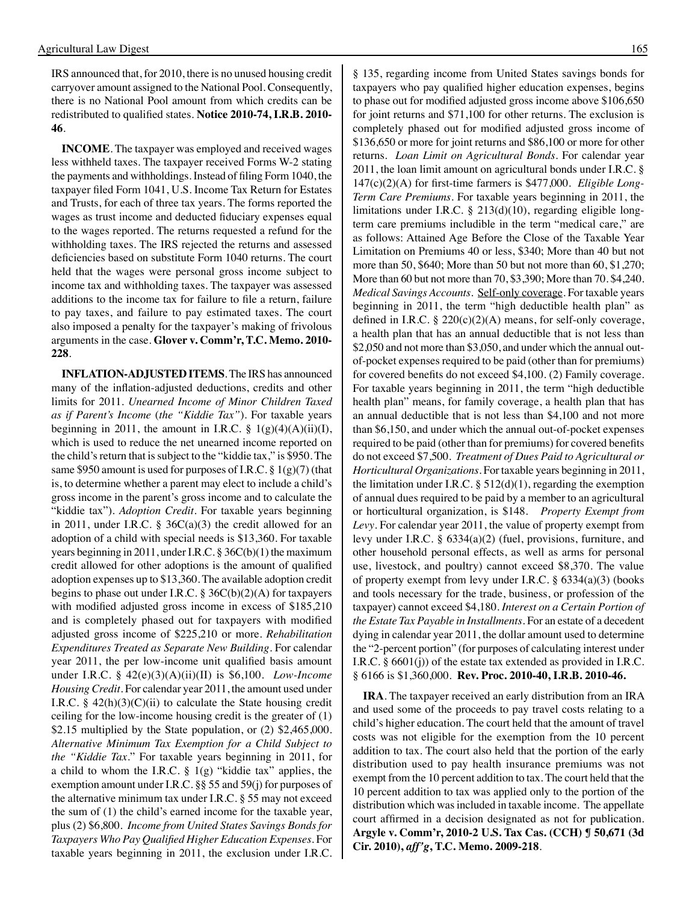IRS announced that, for 2010, there is no unused housing credit carryover amount assigned to the National Pool. Consequently, there is no National Pool amount from which credits can be redistributed to qualified states. **Notice 2010-74, I.R.B. 2010-46**.

**INCOME**. The taxpayer was employed and received wages less withheld taxes. The taxpayer received Forms W-2 stating the payments and withholdings. Instead of filing Form 1040, the taxpayer filed Form 1041, U.S. Income Tax Return for Estates and Trusts, for each of three tax years. The forms reported the wages as trust income and deducted fiduciary expenses equal to the wages reported. The returns requested a refund for the withholding taxes. The IRS rejected the returns and assessed deficiencies based on substitute Form 1040 returns. The court held that the wages were personal gross income subject to income tax and withholding taxes. The taxpayer was assessed additions to the income tax for failure to file a return, failure to pay taxes, and failure to pay estimated taxes. The court also imposed a penalty for the taxpayer's making of frivolous arguments in the case. **Glover v. Comm'r, T.C. Memo. 2010-228**.

**INFLATION-ADJUSTED ITEMS**. The IRS has announced many of the inflation-adjusted deductions, credits and other limits for 2011. *Unearned Income of Minor Children Taxed as if Parent's Income* (*the "Kiddie Tax"*). For taxable years beginning in 2011, the amount in I.R.C. § 1(g)(4)(A)(ii)(I), which is used to reduce the net unearned income reported on the child's return that is subject to the "kiddie tax," is $950. The same $950 amount is used for purposes of I.R.C. § 1(g)(7) (that is, to determine whether a parent may elect to include a child's gross income in the parent's gross income and to calculate the "kiddie tax"). *Adoption Credit*. For taxable years beginning in 2011, under I.R.C. § 36C(a)(3) the credit allowed for an adoption of a child with special needs is $13,360. For taxable years beginning in 2011, under I.R.C. § 36C(b)(1) the maximum credit allowed for other adoptions is the amount of qualified adoption expenses up to $13,360. The available adoption credit begins to phase out under I.R.C. § 36C(b)(2)(A) for taxpayers with modified adjusted gross income in excess of $185,210 and is completely phased out for taxpayers with modified adjusted gross income of $225,210 or more. *Rehabilitation Expenditures Treated as Separate New Building*. For calendar year 2011, the per low-income unit qualified basis amount under I.R.C. § 42(e)(3)(A)(ii)(II) is $6,100. *Low-Income Housing Credit*. For calendar year 2011, the amount used under I.R.C. § 42(h)(3)(C)(ii) to calculate the State housing credit ceiling for the low-income housing credit is the greater of (1) $2.15 multiplied by the State population, or (2) $2,465,000. *Alternative Minimum Tax Exemption for a Child Subject to the "Kiddie Tax*." For taxable years beginning in 2011, for a child to whom the I.R.C. § 1(g) "kiddie tax" applies, the exemption amount under I.R.C. §§ 55 and 59(j) for purposes of the alternative minimum tax under I.R.C. § 55 may not exceed the sum of (1) the child's earned income for the taxable year, plus (2) $6,800. *Income from United States Savings Bonds for Taxpayers Who Pay Qualified Higher Education Expenses*. For taxable years beginning in 2011, the exclusion under I.R.C. § 135, regarding income from United States savings bonds for taxpayers who pay qualified higher education expenses, begins to phase out for modified adjusted gross income above $106,650 for joint returns and $71,100 for other returns. The exclusion is completely phased out for modified adjusted gross income of $136,650 or more for joint returns and $86,100 or more for other returns. *Loan Limit on Agricultural Bonds*. For calendar year 2011, the loan limit amount on agricultural bonds under I.R.C. § 147(c)(2)(A) for first-time farmers is $477,000. *Eligible Long-Term Care Premiums*. For taxable years beginning in 2011, the limitations under I.R.C. § 213(d)(10), regarding eligible long-term care premiums includible in the term "medical care," are as follows: Attained Age Before the Close of the Taxable Year Limitation on Premiums 40 or less, $340; More than 40 but not more than 50, $640; More than 50 but not more than 60, $1,270; More than 60 but not more than 70, $3,390; More than 70. $4,240. *Medical Savings Accounts*. Self-only coverage. For taxable years beginning in 2011, the term "high deductible health plan" as defined in I.R.C. § 220(c)(2)(A) means, for self-only coverage, a health plan that has an annual deductible that is not less than $2,050 and not more than $3,050, and under which the annual out-of-pocket expenses required to be paid (other than for premiums) for covered benefits do not exceed $4,100. (2) Family coverage. For taxable years beginning in 2011, the term "high deductible health plan" means, for family coverage, a health plan that has an annual deductible that is not less than $4,100 and not more than $6,150, and under which the annual out-of-pocket expenses required to be paid (other than for premiums) for covered benefits do not exceed $7,500. *Treatment of Dues Paid to Agricultural or Horticultural Organizations*. For taxable years beginning in 2011, the limitation under I.R.C. § 512(d)(1), regarding the exemption of annual dues required to be paid by a member to an agricultural or horticultural organization, is $148. *Property Exempt from Levy*. For calendar year 2011, the value of property exempt from levy under I.R.C. § 6334(a)(2) (fuel, provisions, furniture, and other household personal effects, as well as arms for personal use, livestock, and poultry) cannot exceed $8,370. The value of property exempt from levy under I.R.C. § 6334(a)(3) (books and tools necessary for the trade, business, or profession of the taxpayer) cannot exceed $4,180. *Interest on a Certain Portion of the Estate Tax Payable in Installments*. For an estate of a decedent dying in calendar year 2011, the dollar amount used to determine the "2-percent portion" (for purposes of calculating interest under I.R.C. § 6601(j)) of the estate tax extended as provided in I.R.C. § 6166 is $1,360,000. **Rev. Proc. 2010-40, I.R.B. 2010-46.**

**IRA**. The taxpayer received an early distribution from an IRA and used some of the proceeds to pay travel costs relating to a child's higher education. The court held that the amount of travel costs was not eligible for the exemption from the 10 percent addition to tax. The court also held that the portion of the early distribution used to pay health insurance premiums was not exempt from the 10 percent addition to tax. The court held that the 10 percent addition to tax was applied only to the portion of the distribution which was included in taxable income. The appellate court affirmed in a decision designated as not for publication. **Argyle v. Comm'r, 2010-2 U.S. Tax Cas. (CCH) ¶ 50,671 (3d Cir. 2010), *aff'g*, T.C. Memo. 2009-218**.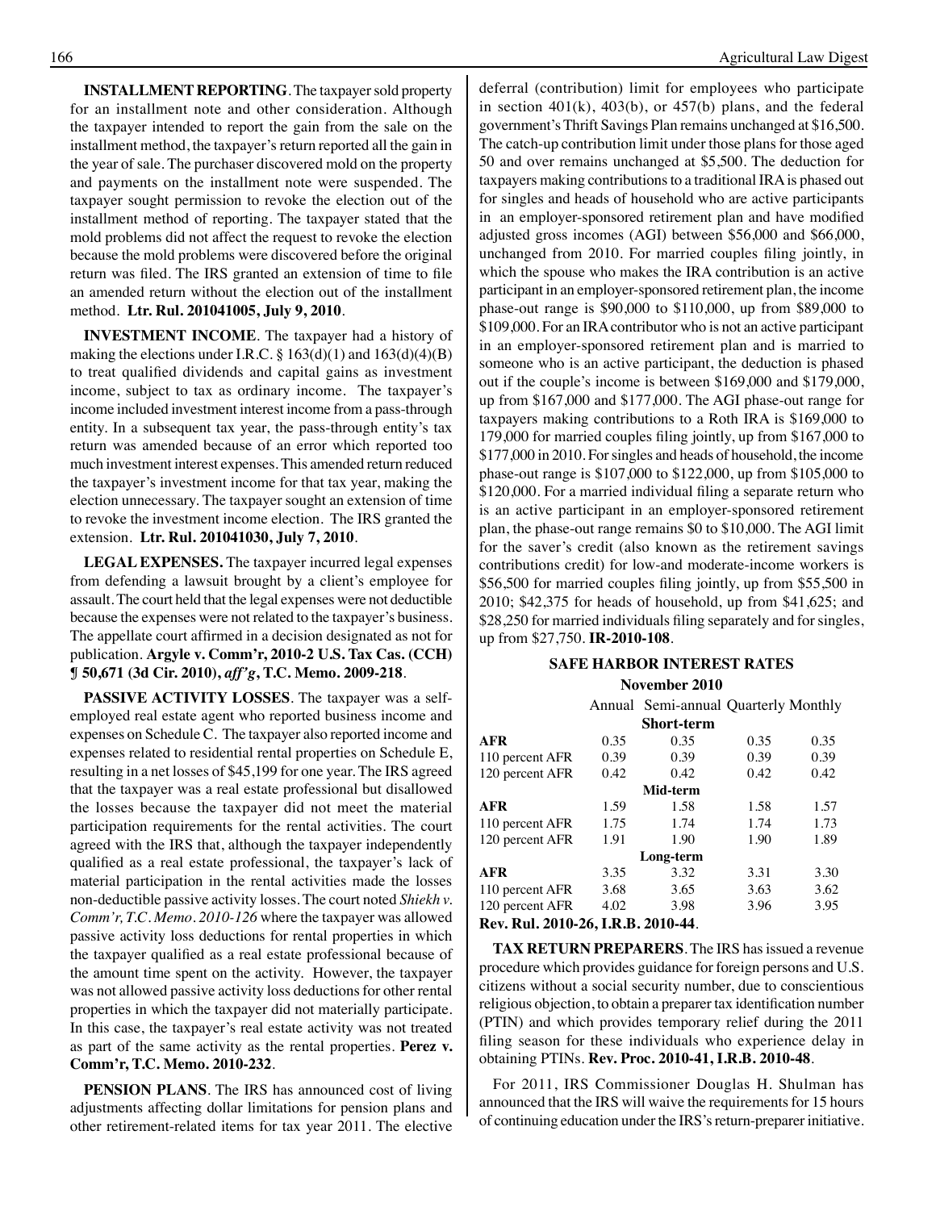**INSTALLMENT REPORTING**. The taxpayer sold property for an installment note and other consideration. Although the taxpayer intended to report the gain from the sale on the installment method, the taxpayer's return reported all the gain in the year of sale. The purchaser discovered mold on the property and payments on the installment note were suspended. The taxpayer sought permission to revoke the election out of the installment method of reporting. The taxpayer stated that the mold problems did not affect the request to revoke the election because the mold problems were discovered before the original return was filed. The IRS granted an extension of time to file an amended return without the election out of the installment method. **Ltr. Rul. 201041005, July 9, 2010**.

**INVESTMENT INCOME**. The taxpayer had a history of making the elections under I.R.C. § 163(d)(1) and 163(d)(4)(B) to treat qualified dividends and capital gains as investment income, subject to tax as ordinary income. The taxpayer's income included investment interest income from a pass-through entity. In a subsequent tax year, the pass-through entity's tax return was amended because of an error which reported too much investment interest expenses. This amended return reduced the taxpayer's investment income for that tax year, making the election unnecessary. The taxpayer sought an extension of time to revoke the investment income election. The IRS granted the extension. **Ltr. Rul. 201041030, July 7, 2010**.

**LEGAL EXPENSES.** The taxpayer incurred legal expenses from defending a lawsuit brought by a client's employee for assault. The court held that the legal expenses were not deductible because the expenses were not related to the taxpayer's business. The appellate court affirmed in a decision designated as not for publication. **Argyle v. Comm'r, 2010-2 U.S. Tax Cas. (CCH) ¶ 50,671 (3d Cir. 2010), *aff'g*, T.C. Memo. 2009-218**.

**PASSIVE ACTIVITY LOSSES**. The taxpayer was a self-employed real estate agent who reported business income and expenses on Schedule C. The taxpayer also reported income and expenses related to residential rental properties on Schedule E, resulting in a net losses of $45,199 for one year. The IRS agreed that the taxpayer was a real estate professional but disallowed the losses because the taxpayer did not meet the material participation requirements for the rental activities. The court agreed with the IRS that, although the taxpayer independently qualified as a real estate professional, the taxpayer's lack of material participation in the rental activities made the losses non-deductible passive activity losses. The court noted *Shiekh v. Comm'r, T.C. Memo. 2010-126* where the taxpayer was allowed passive activity loss deductions for rental properties in which the taxpayer qualified as a real estate professional because of the amount time spent on the activity. However, the taxpayer was not allowed passive activity loss deductions for other rental properties in which the taxpayer did not materially participate. In this case, the taxpayer's real estate activity was not treated as part of the same activity as the rental properties. **Perez v. Comm'r, T.C. Memo. 2010-232**.

**PENSION PLANS**. The IRS has announced cost of living adjustments affecting dollar limitations for pension plans and other retirement-related items for tax year 2011. The elective deferral (contribution) limit for employees who participate in section 401(k), 403(b), or 457(b) plans, and the federal government's Thrift Savings Plan remains unchanged at $16,500. The catch-up contribution limit under those plans for those aged 50 and over remains unchanged at $5,500. The deduction for taxpayers making contributions to a traditional IRA is phased out for singles and heads of household who are active participants in an employer-sponsored retirement plan and have modified adjusted gross incomes (AGI) between $56,000 and $66,000, unchanged from 2010. For married couples filing jointly, in which the spouse who makes the IRA contribution is an active participant in an employer-sponsored retirement plan, the income phase-out range is $90,000 to $110,000, up from $89,000 to $109,000. For an IRA contributor who is not an active participant in an employer-sponsored retirement plan and is married to someone who is an active participant, the deduction is phased out if the couple's income is between $169,000 and $179,000, up from $167,000 and $177,000. The AGI phase-out range for taxpayers making contributions to a Roth IRA is $169,000 to 179,000 for married couples filing jointly, up from $167,000 to $177,000 in 2010. For singles and heads of household, the income phase-out range is $107,000 to $122,000, up from $105,000 to $120,000. For a married individual filing a separate return who is an active participant in an employer-sponsored retirement plan, the phase-out range remains $0 to $10,000. The AGI limit for the saver's credit (also known as the retirement savings contributions credit) for low-and moderate-income workers is $56,500 for married couples filing jointly, up from $55,500 in 2010; $42,375 for heads of household, up from $41,625; and $28,250 for married individuals filing separately and for singles, up from $27,750. **IR-2010-108**.

**SAFE HARBOR INTEREST RATES**

**November 2010**

| | Annual | Semi-annual | Quarterly | Monthly |
|---|---|---|---|---|
| | | **Short-term** | | |
| **AFR** | 0.35 | 0.35 | 0.35 | 0.35 |
| 110 percent AFR | 0.39 | 0.39 | 0.39 | 0.39 |
| 120 percent AFR | 0.42 | 0.42 | 0.42 | 0.42 |
| | | **Mid-term** | | |
| **AFR** | 1.59 | 1.58 | 1.58 | 1.57 |
| 110 percent AFR | 1.75 | 1.74 | 1.74 | 1.73 |
| 120 percent AFR | 1.91 | 1.90 | 1.90 | 1.89 |
| | | **Long-term** | | |
| **AFR** | 3.35 | 3.32 | 3.31 | 3.30 |
| 110 percent AFR | 3.68 | 3.65 | 3.63 | 3.62 |
| 120 percent AFR | 4.02 | 3.98 | 3.96 | 3.95 |

**Rev. Rul. 2010-26, I.R.B. 2010-44**.

**TAX RETURN PREPARERS**. The IRS has issued a revenue procedure which provides guidance for foreign persons and U.S. citizens without a social security number, due to conscientious religious objection, to obtain a preparer tax identification number (PTIN) and which provides temporary relief during the 2011 filing season for these individuals who experience delay in obtaining PTINs. **Rev. Proc. 2010-41, I.R.B. 2010-48**.

For 2011, IRS Commissioner Douglas H. Shulman has announced that the IRS will waive the requirements for 15 hours of continuing education under the IRS's return-preparer initiative.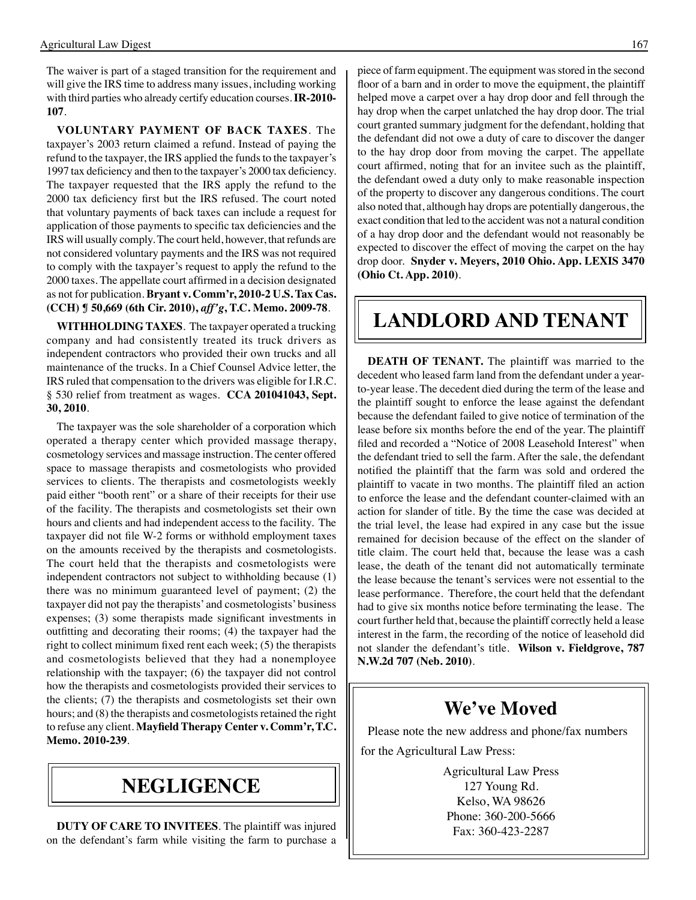The waiver is part of a staged transition for the requirement and will give the IRS time to address many issues, including working with third parties who already certify education courses. **IR-2010-107**.

**VOLUNTARY PAYMENT OF BACK TAXES**. The taxpayer's 2003 return claimed a refund. Instead of paying the refund to the taxpayer, the IRS applied the funds to the taxpayer's 1997 tax deficiency and then to the taxpayer's 2000 tax deficiency. The taxpayer requested that the IRS apply the refund to the 2000 tax deficiency first but the IRS refused. The court noted that voluntary payments of back taxes can include a request for application of those payments to specific tax deficiencies and the IRS will usually comply. The court held, however, that refunds are not considered voluntary payments and the IRS was not required to comply with the taxpayer's request to apply the refund to the 2000 taxes. The appellate court affirmed in a decision designated as not for publication. **Bryant v. Comm'r, 2010-2 U.S. Tax Cas. (CCH) ¶ 50,669 (6th Cir. 2010), *aff'g*, T.C. Memo. 2009-78**.

**WITHHOLDING TAXES**. The taxpayer operated a trucking company and had consistently treated its truck drivers as independent contractors who provided their own trucks and all maintenance of the trucks. In a Chief Counsel Advice letter, the IRS ruled that compensation to the drivers was eligible for I.R.C. § 530 relief from treatment as wages. **CCA 201041043, Sept. 30, 2010**.

The taxpayer was the sole shareholder of a corporation which operated a therapy center which provided massage therapy, cosmetology services and massage instruction. The center offered space to massage therapists and cosmetologists who provided services to clients. The therapists and cosmetologists weekly paid either "booth rent" or a share of their receipts for their use of the facility. The therapists and cosmetologists set their own hours and clients and had independent access to the facility. The taxpayer did not file W-2 forms or withhold employment taxes on the amounts received by the therapists and cosmetologists. The court held that the therapists and cosmetologists were independent contractors not subject to withholding because (1) there was no minimum guaranteed level of payment; (2) the taxpayer did not pay the therapists' and cosmetologists' business expenses; (3) some therapists made significant investments in outfitting and decorating their rooms; (4) the taxpayer had the right to collect minimum fixed rent each week; (5) the therapists and cosmetologists believed that they had a nonemployee relationship with the taxpayer; (6) the taxpayer did not control how the therapists and cosmetologists provided their services to the clients; (7) the therapists and cosmetologists set their own hours; and (8) the therapists and cosmetologists retained the right to refuse any client. **Mayfield Therapy Center v. Comm'r, T.C. Memo. 2010-239**.

# NEGLIGENCE

**DUTY OF CARE TO INVITEES**. The plaintiff was injured on the defendant's farm while visiting the farm to purchase a piece of farm equipment. The equipment was stored in the second floor of a barn and in order to move the equipment, the plaintiff helped move a carpet over a hay drop door and fell through the hay drop when the carpet unlatched the hay drop door. The trial court granted summary judgment for the defendant, holding that the defendant did not owe a duty of care to discover the danger to the hay drop door from moving the carpet. The appellate court affirmed, noting that for an invitee such as the plaintiff, the defendant owed a duty only to make reasonable inspection of the property to discover any dangerous conditions. The court also noted that, although hay drops are potentially dangerous, the exact condition that led to the accident was not a natural condition of a hay drop door and the defendant would not reasonably be expected to discover the effect of moving the carpet on the hay drop door. **Snyder v. Meyers, 2010 Ohio. App. LEXIS 3470 (Ohio Ct. App. 2010)**.

# LANDLORD AND TENANT

**DEATH OF TENANT.** The plaintiff was married to the decedent who leased farm land from the defendant under a year-to-year lease. The decedent died during the term of the lease and the plaintiff sought to enforce the lease against the defendant because the defendant failed to give notice of termination of the lease before six months before the end of the year. The plaintiff filed and recorded a "Notice of 2008 Leasehold Interest" when the defendant tried to sell the farm. After the sale, the defendant notified the plaintiff that the farm was sold and ordered the plaintiff to vacate in two months. The plaintiff filed an action to enforce the lease and the defendant counter-claimed with an action for slander of title. By the time the case was decided at the trial level, the lease had expired in any case but the issue remained for decision because of the effect on the slander of title claim. The court held that, because the lease was a cash lease, the death of the tenant did not automatically terminate the lease because the tenant's services were not essential to the lease performance. Therefore, the court held that the defendant had to give six months notice before terminating the lease. The court further held that, because the plaintiff correctly held a lease interest in the farm, the recording of the notice of leasehold did not slander the defendant's title. **Wilson v. Fieldgrove, 787 N.W.2d 707 (Neb. 2010)**.

## We've Moved

Please note the new address and phone/fax numbers for the Agricultural Law Press:

Agricultural Law Press
127 Young Rd.
Kelso, WA 98626
Phone: 360-200-5666
Fax: 360-423-2287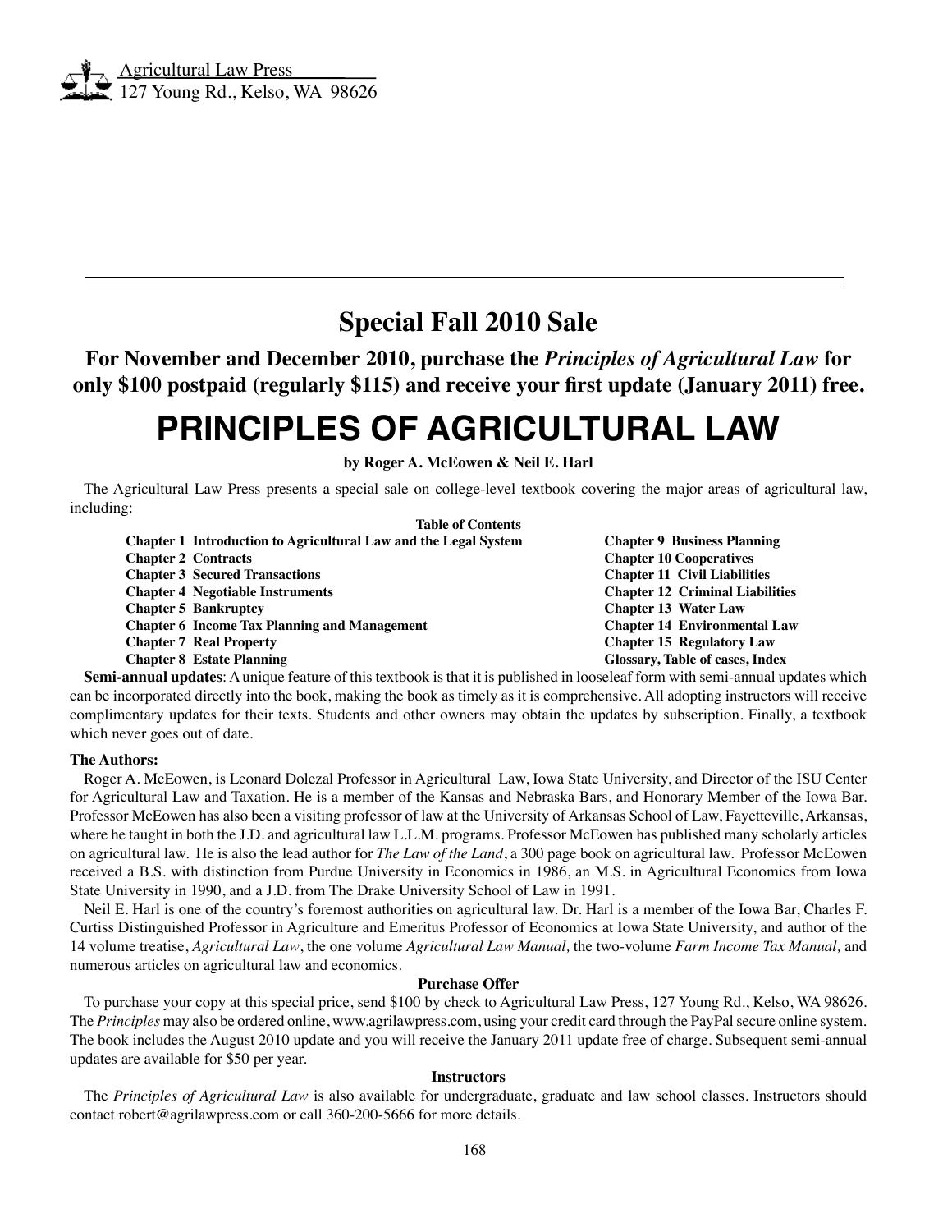Agricultural Law Press
127 Young Rd., Kelso, WA 98626

## Special Fall 2010 Sale

**For November and December 2010, purchase the *Principles of Agricultural Law* for only $100 postpaid (regularly $115) and receive your first update (January 2011) free.**

# PRINCIPLES OF AGRICULTURAL LAW

**by Roger A. McEowen & Neil E. Harl**

The Agricultural Law Press presents a special sale on college-level textbook covering the major areas of agricultural law, including:

**Table of Contents**

**Chapter 1 Introduction to Agricultural Law and the Legal System**
**Chapter 2 Contracts**
**Chapter 3 Secured Transactions**
**Chapter 4 Negotiable Instruments**
**Chapter 5 Bankruptcy**
**Chapter 6 Income Tax Planning and Management**
**Chapter 7 Real Property**
**Chapter 8 Estate Planning**
**Chapter 9 Business Planning**
**Chapter 10 Cooperatives**
**Chapter 11 Civil Liabilities**
**Chapter 12 Criminal Liabilities**
**Chapter 13 Water Law**
**Chapter 14 Environmental Law**
**Chapter 15 Regulatory Law**
**Glossary, Table of cases, Index**

**Semi-annual updates**: A unique feature of this textbook is that it is published in looseleaf form with semi-annual updates which can be incorporated directly into the book, making the book as timely as it is comprehensive. All adopting instructors will receive complimentary updates for their texts. Students and other owners may obtain the updates by subscription. Finally, a textbook which never goes out of date.

**The Authors:**

Roger A. McEowen, is Leonard Dolezal Professor in Agricultural Law, Iowa State University, and Director of the ISU Center for Agricultural Law and Taxation. He is a member of the Kansas and Nebraska Bars, and Honorary Member of the Iowa Bar. Professor McEowen has also been a visiting professor of law at the University of Arkansas School of Law, Fayetteville, Arkansas, where he taught in both the J.D. and agricultural law L.L.M. programs. Professor McEowen has published many scholarly articles on agricultural law. He is also the lead author for *The Law of the Land*, a 300 page book on agricultural law. Professor McEowen received a B.S. with distinction from Purdue University in Economics in 1986, an M.S. in Agricultural Economics from Iowa State University in 1990, and a J.D. from The Drake University School of Law in 1991.

Neil E. Harl is one of the country's foremost authorities on agricultural law. Dr. Harl is a member of the Iowa Bar, Charles F. Curtiss Distinguished Professor in Agriculture and Emeritus Professor of Economics at Iowa State University, and author of the 14 volume treatise, *Agricultural Law*, the one volume *Agricultural Law Manual,* the two-volume *Farm Income Tax Manual,* and numerous articles on agricultural law and economics.

**Purchase Offer**

To purchase your copy at this special price, send $100 by check to Agricultural Law Press, 127 Young Rd., Kelso, WA 98626. The *Principles* may also be ordered online, www.agrilawpress.com, using your credit card through the PayPal secure online system. The book includes the August 2010 update and you will receive the January 2011 update free of charge. Subsequent semi-annual updates are available for $50 per year.

**Instructors**

The *Principles of Agricultural Law* is also available for undergraduate, graduate and law school classes. Instructors should contact robert@agrilawpress.com or call 360-200-5666 for more details.